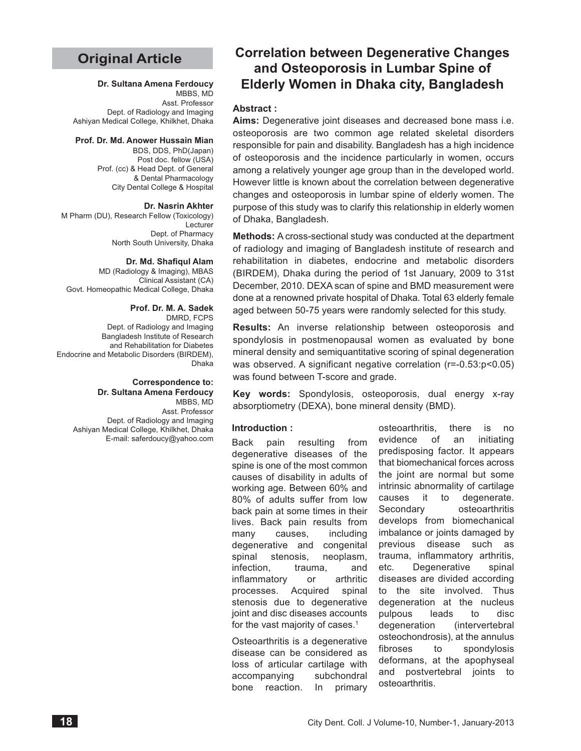## Original Article

# Correlation between Degenerative Changes and Osteoporosis in Lumbar Spine of Elderly Women in Dhaka city, Bangladesh

**Dr. Sultana Amena Ferdoucy**
MBBS, MD
Asst. Professor
Dept. of Radiology and Imaging
Ashiyan Medical College, Khilkhet, Dhaka

**Prof. Dr. Md. Anower Hussain Mian**
BDS, DDS, PhD(Japan)
Post doc. fellow (USA)
Prof. (cc) & Head Dept. of General & Dental Pharmacology
City Dental College & Hospital

**Dr. Nasrin Akhter**
M Pharm (DU), Research Fellow (Toxicology)
Lecturer
Dept. of Pharmacy
North South University, Dhaka

**Dr. Md. Shafiqul Alam**
MD (Radiology & Imaging), MBAS
Clinical Assistant (CA)
Govt. Homeopathic Medical College, Dhaka

**Prof. Dr. M. A. Sadek**
DMRD, FCPS
Dept. of Radiology and Imaging
Bangladesh Institute of Research and Rehabilitation for Diabetes Endocrine and Metabolic Disorders (BIRDEM), Dhaka

**Correspondence to:**
**Dr. Sultana Amena Ferdoucy**
MBBS, MD
Asst. Professor
Dept. of Radiology and Imaging
Ashiyan Medical College, Khilkhet, Dhaka
E-mail: saferdoucy@yahoo.com

### Abstract :

**Aims:** Degenerative joint diseases and decreased bone mass i.e. osteoporosis are two common age related skeletal disorders responsible for pain and disability. Bangladesh has a high incidence of osteoporosis and the incidence particularly in women, occurs among a relatively younger age group than in the developed world. However little is known about the correlation between degenerative changes and osteoporosis in lumbar spine of elderly women. The purpose of this study was to clarify this relationship in elderly women of Dhaka, Bangladesh.

**Methods:** A cross-sectional study was conducted at the department of radiology and imaging of Bangladesh institute of research and rehabilitation in diabetes, endocrine and metabolic disorders (BIRDEM), Dhaka during the period of 1st January, 2009 to 31st December, 2010. DEXA scan of spine and BMD measurement were done at a renowned private hospital of Dhaka. Total 63 elderly female aged between 50-75 years were randomly selected for this study.

**Results:** An inverse relationship between osteoporosis and spondylosis in postmenopausal women as evaluated by bone mineral density and semiquantitative scoring of spinal degeneration was observed. A significant negative correlation ($r=-0.53 : p<0.05$) was found between T-score and grade.

**Key words:** Spondylosis, osteoporosis, dual energy x-ray absorptiometry (DEXA), bone mineral density (BMD).

### Introduction :

Back pain resulting from degenerative diseases of the spine is one of the most common causes of disability in adults of working age. Between 60% and 80% of adults suffer from low back pain at some times in their lives. Back pain results from many causes, including degenerative and congenital spinal stenosis, neoplasm, infection, trauma, and inflammatory or arthritic processes. Acquired spinal stenosis due to degenerative joint and disc diseases accounts for the vast majority of cases.[1]

Osteoarthritis is a degenerative disease can be considered as loss of articular cartilage with accompanying subchondral bone reaction. In primary osteoarthritis, there is no evidence of an initiating predisposing factor. It appears that biomechanical forces across the joint are normal but some intrinsic abnormality of cartilage causes it to degenerate. Secondary osteoarthritis develops from biomechanical imbalance or joints damaged by previous disease such as trauma, inflammatory arthritis, etc. Degenerative spinal diseases are divided according to the site involved. Thus degeneration at the nucleus pulpous leads to disc degeneration (intervertebral osteochondrosis), at the annulus fibroses to spondylosis deformans, at the apophyseal and postvertebral joints to osteoarthritis.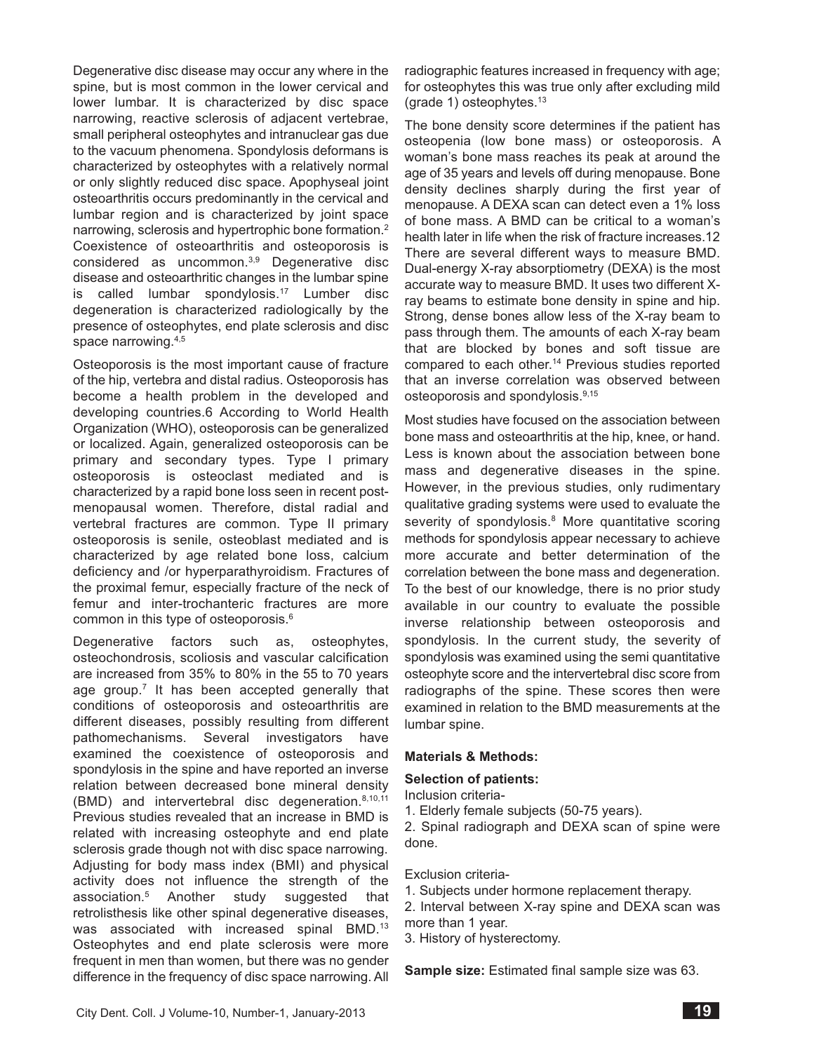Degenerative disc disease may occur any where in the spine, but is most common in the lower cervical and lower lumbar. It is characterized by disc space narrowing, reactive sclerosis of adjacent vertebrae, small peripheral osteophytes and intranuclear gas due to the vacuum phenomena. Spondylosis deformans is characterized by osteophytes with a relatively normal or only slightly reduced disc space. Apophyseal joint osteoarthritis occurs predominantly in the cervical and lumbar region and is characterized by joint space narrowing, sclerosis and hypertrophic bone formation.[2] Coexistence of osteoarthritis and osteoporosis is considered as uncommon.[3,9] Degenerative disc disease and osteoarthritic changes in the lumbar spine is called lumbar spondylosis.[17] Lumber disc degeneration is characterized radiologically by the presence of osteophytes, end plate sclerosis and disc space narrowing.[4,5]

Osteoporosis is the most important cause of fracture of the hip, vertebra and distal radius. Osteoporosis has become a health problem in the developed and developing countries.6 According to World Health Organization (WHO), osteoporosis can be generalized or localized. Again, generalized osteoporosis can be primary and secondary types. Type I primary osteoporosis is osteoclast mediated and is characterized by a rapid bone loss seen in recent post-menopausal women. Therefore, distal radial and vertebral fractures are common. Type II primary osteoporosis is senile, osteoblast mediated and is characterized by age related bone loss, calcium deficiency and /or hyperparathyroidism. Fractures of the proximal femur, especially fracture of the neck of femur and inter-trochanteric fractures are more common in this type of osteoporosis.[6]

Degenerative factors such as, osteophytes, osteochondrosis, scoliosis and vascular calcification are increased from 35% to 80% in the 55 to 70 years age group.[7] It has been accepted generally that conditions of osteoporosis and osteoarthritis are different diseases, possibly resulting from different pathomechanisms. Several investigators have examined the coexistence of osteoporosis and spondylosis in the spine and have reported an inverse relation between decreased bone mineral density (BMD) and intervertebral disc degeneration.[8,10,11] Previous studies revealed that an increase in BMD is related with increasing osteophyte and end plate sclerosis grade though not with disc space narrowing. Adjusting for body mass index (BMI) and physical activity does not influence the strength of the association.[5] Another study suggested that retrolisthesis like other spinal degenerative diseases, was associated with increased spinal BMD.[13] Osteophytes and end plate sclerosis were more frequent in men than women, but there was no gender difference in the frequency of disc space narrowing. All radiographic features increased in frequency with age; for osteophytes this was true only after excluding mild (grade 1) osteophytes.[13]

The bone density score determines if the patient has osteopenia (low bone mass) or osteoporosis. A woman's bone mass reaches its peak at around the age of 35 years and levels off during menopause. Bone density declines sharply during the first year of menopause. A DEXA scan can detect even a 1% loss of bone mass. A BMD can be critical to a woman's health later in life when the risk of fracture increases.12 There are several different ways to measure BMD. Dual-energy X-ray absorptiometry (DEXA) is the most accurate way to measure BMD. It uses two different X-ray beams to estimate bone density in spine and hip. Strong, dense bones allow less of the X-ray beam to pass through them. The amounts of each X-ray beam that are blocked by bones and soft tissue are compared to each other.[14] Previous studies reported that an inverse correlation was observed between osteoporosis and spondylosis.[9,15]

Most studies have focused on the association between bone mass and osteoarthritis at the hip, knee, or hand. Less is known about the association between bone mass and degenerative diseases in the spine. However, in the previous studies, only rudimentary qualitative grading systems were used to evaluate the severity of spondylosis.[8] More quantitative scoring methods for spondylosis appear necessary to achieve more accurate and better determination of the correlation between the bone mass and degeneration. To the best of our knowledge, there is no prior study available in our country to evaluate the possible inverse relationship between osteoporosis and spondylosis. In the current study, the severity of spondylosis was examined using the semi quantitative osteophyte score and the intervertebral disc score from radiographs of the spine. These scores then were examined in relation to the BMD measurements at the lumbar spine.

## Materials & Methods:

### Selection of patients:

Inclusion criteria-

1. Elderly female subjects (50-75 years).
2. Spinal radiograph and DEXA scan of spine were done.

Exclusion criteria-

1. Subjects under hormone replacement therapy.
2. Interval between X-ray spine and DEXA scan was more than 1 year.
3. History of hysterectomy.

**Sample size:** Estimated final sample size was 63.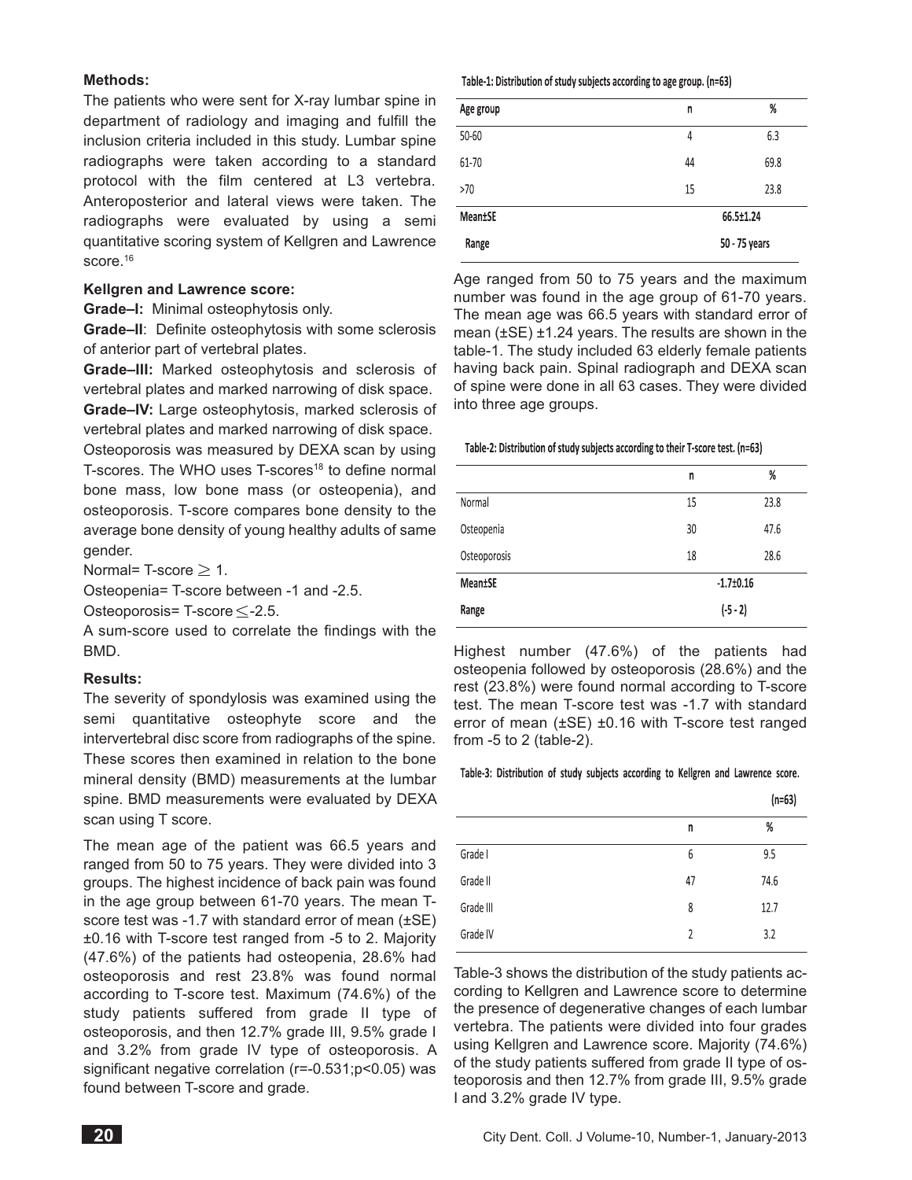**Methods:**

The patients who were sent for X-ray lumbar spine in department of radiology and imaging and fulfill the inclusion criteria included in this study. Lumbar spine radiographs were taken according to a standard protocol with the film centered at L3 vertebra. Anteroposterior and lateral views were taken. The radiographs were evaluated by using a semi quantitative scoring system of Kellgren and Lawrence score.[16]

**Kellgren and Lawrence score:**

**Grade–I:** Minimal osteophytosis only.

**Grade–II**: Definite osteophytosis with some sclerosis of anterior part of vertebral plates.

**Grade–III:** Marked osteophytosis and sclerosis of vertebral plates and marked narrowing of disk space.

**Grade–IV:** Large osteophytosis, marked sclerosis of vertebral plates and marked narrowing of disk space.

Osteoporosis was measured by DEXA scan by using T-scores. The WHO uses T-scores[18] to define normal bone mass, low bone mass (or osteopenia), and osteoporosis. T-score compares bone density to the average bone density of young healthy adults of same gender.

Normal= T-score $\geq$ 1.

Osteopenia= T-score between -1 and -2.5.

Osteoporosis= T-score $\leq$-2.5.

A sum-score used to correlate the findings with the BMD.

**Results:**

The severity of spondylosis was examined using the semi quantitative osteophyte score and the intervertebral disc score from radiographs of the spine. These scores then examined in relation to the bone mineral density (BMD) measurements at the lumbar spine. BMD measurements were evaluated by DEXA scan using T score.

The mean age of the patient was 66.5 years and ranged from 50 to 75 years. They were divided into 3 groups. The highest incidence of back pain was found in the age group between 61-70 years. The mean T-score test was -1.7 with standard error of mean (±SE) ±0.16 with T-score test ranged from -5 to 2. Majority (47.6%) of the patients had osteopenia, 28.6% had osteoporosis and rest 23.8% was found normal according to T-score test. Maximum (74.6%) of the study patients suffered from grade II type of osteoporosis, and then 12.7% grade III, 9.5% grade I and 3.2% from grade IV type of osteoporosis. A significant negative correlation (r=-0.531;p<0.05) was found between T-score and grade.

**Table-1: Distribution of study subjects according to age group. (n=63)**

| Age group | n | % |
|---|---|---|
| 50-60 | 4 | 6.3 |
| 61-70 | 44 | 69.8 |
| >70 | 15 | 23.8 |
| **Mean±SE** | **66.5±1.24** | |
| **Range** | **50 - 75 years** | |

Age ranged from 50 to 75 years and the maximum number was found in the age group of 61-70 years. The mean age was 66.5 years with standard error of mean (±SE) ±1.24 years. The results are shown in the table-1. The study included 63 elderly female patients having back pain. Spinal radiograph and DEXA scan of spine were done in all 63 cases. They were divided into three age groups.

**Table-2: Distribution of study subjects according to their T-score test. (n=63)**

| | n | % |
|---|---|---|
| Normal | 15 | 23.8 |
| Osteopenia | 30 | 47.6 |
| Osteoporosis | 18 | 28.6 |
| **Mean±SE** | **-1.7±0.16** | |
| **Range** | **(-5 - 2)** | |

Highest number (47.6%) of the patients had osteopenia followed by osteoporosis (28.6%) and the rest (23.8%) were found normal according to T-score test. The mean T-score test was -1.7 with standard error of mean (±SE) ±0.16 with T-score test ranged from -5 to 2 (table-2).

**Table-3: Distribution of study subjects according to Kellgren and Lawrence score. (n=63)**

| | n | % |
|---|---|---|
| Grade I | 6 | 9.5 |
| Grade II | 47 | 74.6 |
| Grade III | 8 | 12.7 |
| Grade IV | 2 | 3.2 |

Table-3 shows the distribution of the study patients according to Kellgren and Lawrence score to determine the presence of degenerative changes of each lumbar vertebra. The patients were divided into four grades using Kellgren and Lawrence score. Majority (74.6%) of the study patients suffered from grade II type of osteoporosis and then 12.7% from grade III, 9.5% grade I and 3.2% grade IV type.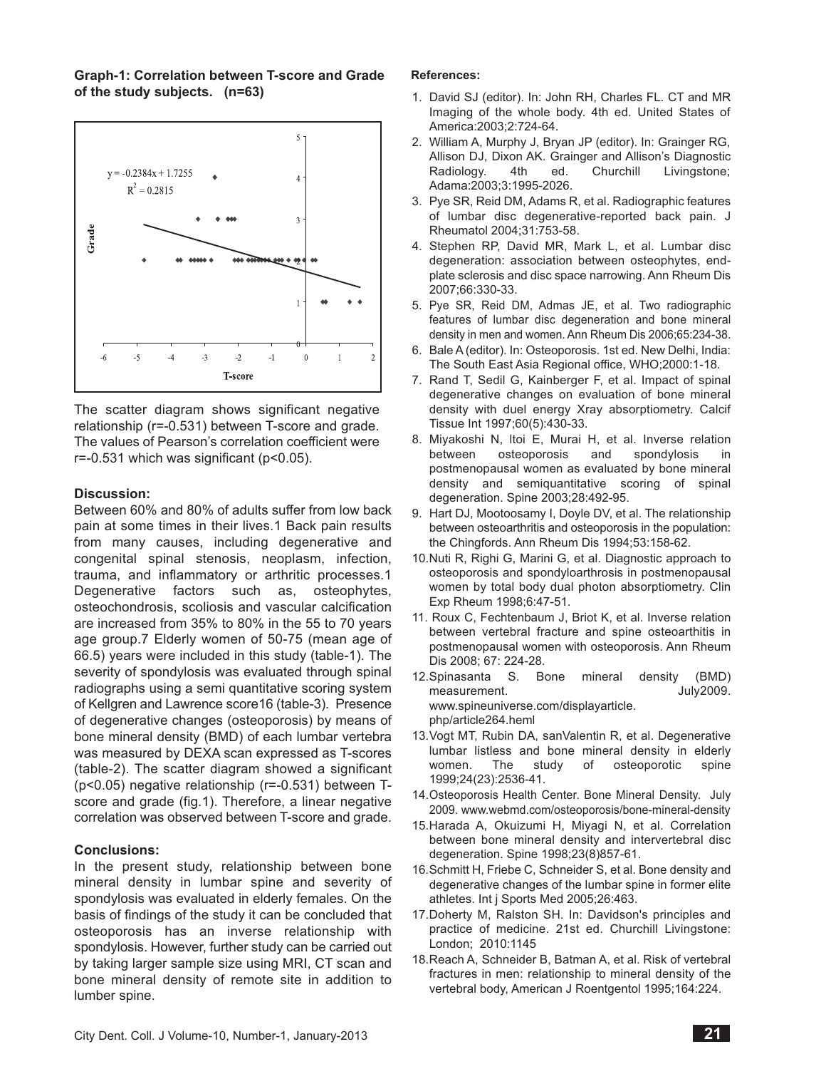**Graph-1: Correlation between T-score and Grade of the study subjects. (n=63)**

$y = -0.2384x + 1.7255$

$R^2 = 0.2815$

Grade

5
4
3
2
1
0

-6 -5 -4 -3 -2 -1 0 1 2

T-score

The scatter diagram shows significant negative relationship (r=-0.531) between T-score and grade. The values of Pearson's correlation coefficient were r=-0.531 which was significant ($p<0.05$).

**Discussion:**

Between 60% and 80% of adults suffer from low back pain at some times in their lives.1 Back pain results from many causes, including degenerative and congenital spinal stenosis, neoplasm, infection, trauma, and inflammatory or arthritic processes.1 Degenerative factors such as, osteophytes, osteochondrosis, scoliosis and vascular calcification are increased from 35% to 80% in the 55 to 70 years age group.7 Elderly women of 50-75 (mean age of 66.5) years were included in this study (table-1). The severity of spondylosis was evaluated through spinal radiographs using a semi quantitative scoring system of Kellgren and Lawrence score16 (table-3). Presence of degenerative changes (osteoporosis) by means of bone mineral density (BMD) of each lumbar vertebra was measured by DEXA scan expressed as T-scores (table-2). The scatter diagram showed a significant ($p<0.05$) negative relationship (r=-0.531) between T-score and grade (fig.1). Therefore, a linear negative correlation was observed between T-score and grade.

**Conclusions:**

In the present study, relationship between bone mineral density in lumbar spine and severity of spondylosis was evaluated in elderly females. On the basis of findings of the study it can be concluded that osteoporosis has an inverse relationship with spondylosis. However, further study can be carried out by taking larger sample size using MRI, CT scan and bone mineral density of remote site in addition to lumber spine.

**References:**

1. David SJ (editor). In: John RH, Charles FL. CT and MR Imaging of the whole body. 4th ed. United States of America:2003;2:724-64.
2. William A, Murphy J, Bryan JP (editor). In: Grainger RG, Allison DJ, Dixon AK. Grainger and Allison's Diagnostic Radiology. 4th ed. Churchill Livingstone; Adama:2003;3:1995-2026.
3. Pye SR, Reid DM, Adams R, et al. Radiographic features of lumbar disc degenerative-reported back pain. J Rheumatol 2004;31:753-58.
4. Stephen RP, David MR, Mark L, et al. Lumbar disc degeneration: association between osteophytes, end-plate sclerosis and disc space narrowing. Ann Rheum Dis 2007;66:330-33.
5. Pye SR, Reid DM, Admas JE, et al. Two radiographic features of lumbar disc degeneration and bone mineral density in men and women. Ann Rheum Dis 2006;65:234-38.
6. Bale A (editor). In: Osteoporosis. 1st ed. New Delhi, India: The South East Asia Regional office, WHO;2000:1-18.
7. Rand T, Sedil G, Kainberger F, et al. Impact of spinal degenerative changes on evaluation of bone mineral density with duel energy Xray absorptiometry. Calcif Tissue Int 1997;60(5):430-33.
8. Miyakoshi N, Itoi E, Murai H, et al. Inverse relation between osteoporosis and spondylosis in postmenopausal women as evaluated by bone mineral density and semiquantitative scoring of spinal degeneration. Spine 2003;28:492-95.
9. Hart DJ, Mootoosamy I, Doyle DV, et al. The relationship between osteoarthritis and osteoporosis in the population: the Chingfords. Ann Rheum Dis 1994;53:158-62.
10. Nuti R, Righi G, Marini G, et al. Diagnostic approach to osteoporosis and spondyloarthrosis in postmenopausal women by total body dual photon absorptiometry. Clin Exp Rheum 1998;6:47-51.
11. Roux C, Fechtenbaum J, Briot K, et al. Inverse relation between vertebral fracture and spine osteoarthitis in postmenopausal women with osteoporosis. Ann Rheum Dis 2008; 67: 224-28.
12. Spinasanta S. Bone mineral density (BMD) measurement. July2009. www.spineuniverse.com/displayarticle.php/article264.heml
13. Vogt MT, Rubin DA, sanValentin R, et al. Degenerative lumbar listless and bone mineral density in elderly women. The study of osteoporotic spine 1999;24(23):2536-41.
14. Osteoporosis Health Center. Bone Mineral Density. July 2009. www.webmd.com/osteoporosis/bone-mineral-density
15. Harada A, Okuizumi H, Miyagi N, et al. Correlation between bone mineral density and intervertebral disc degeneration. Spine 1998;23(8)857-61.
16. Schmitt H, Friebe C, Schneider S, et al. Bone density and degenerative changes of the lumbar spine in former elite athletes. Int j Sports Med 2005;26:463.
17. Doherty M, Ralston SH. In: Davidson's principles and practice of medicine. 21st ed. Churchill Livingstone: London; 2010:1145
18. Reach A, Schneider B, Batman A, et al. Risk of vertebral fractures in men: relationship to mineral density of the vertebral body, American J Roentgentol 1995;164:224.